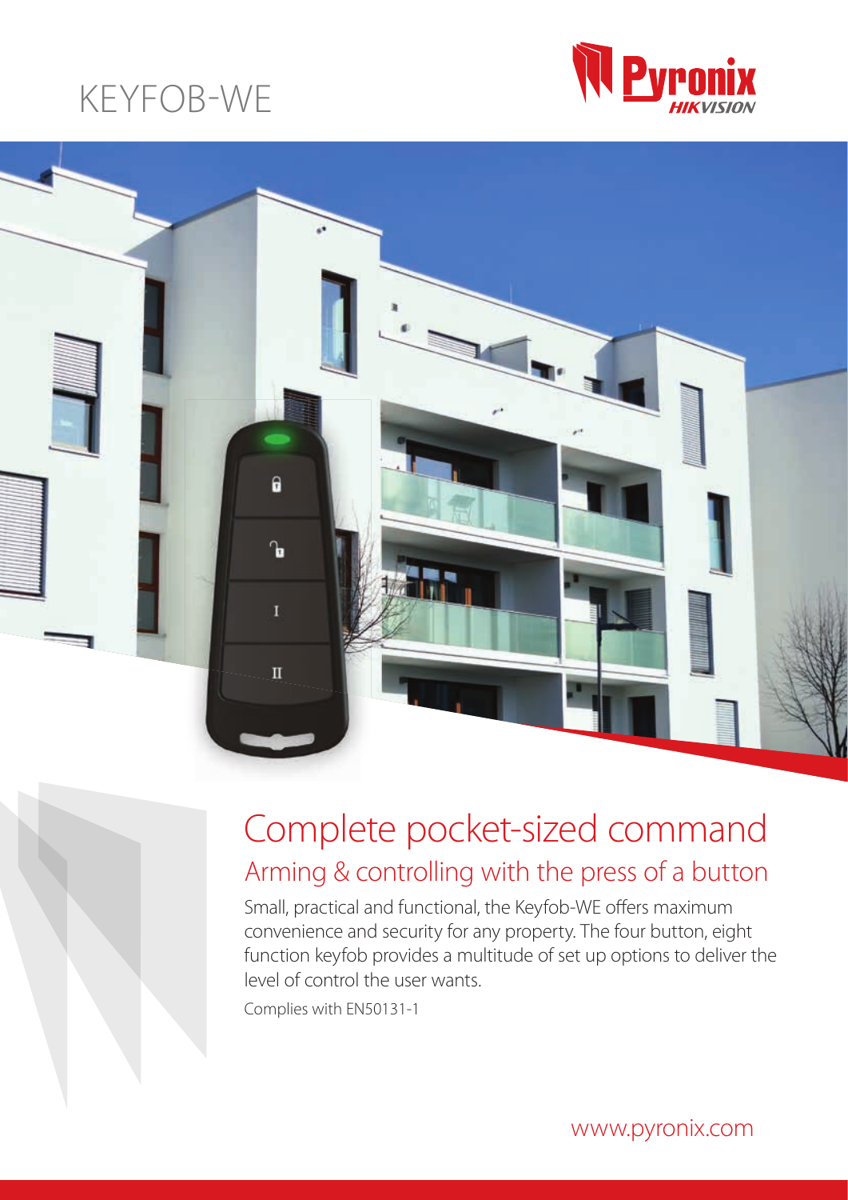# KEYFOB-WE

## Complete pocket-sized command

### Arming & controlling with the press of a button

Small, practical and functional, the Keyfob-WE offers maximum convenience and security for any property. The four button, eight function keyfob provides a multitude of set up options to deliver the level of control the user wants.

Complies with EN50131-1

www.pyronix.com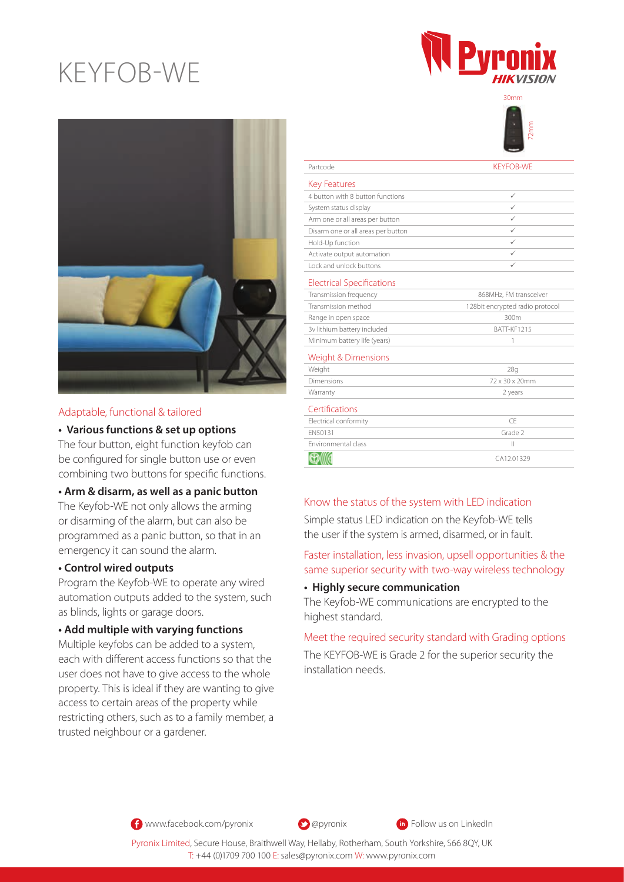# KEYFOB-WE

## Adaptable, functional & tailored

**• Various functions & set up options**
The four button, eight function keyfob can be configured for single button use or even combining two buttons for specific functions.

**• Arm & disarm, as well as a panic button**
The Keyfob-WE not only allows the arming or disarming of the alarm, but can also be programmed as a panic button, so that in an emergency it can sound the alarm.

**• Control wired outputs**
Program the Keyfob-WE to operate any wired automation outputs added to the system, such as blinds, lights or garage doors.

**• Add multiple with varying functions**
Multiple keyfobs can be added to a system, each with different access functions so that the user does not have to give access to the whole property. This is ideal if they are wanting to give access to certain areas of the property while restricting others, such as to a family member, a trusted neighbour or a gardener.

30mm

72mm

| Partcode | KEYFOB-WE |
|---|---|
| **Key Features** | |
| 4 button with 8 button functions | ✓ |
| System status display | ✓ |
| Arm one or all areas per button | ✓ |
| Disarm one or all areas per button | ✓ |
| Hold-Up function | ✓ |
| Activate output automation | ✓ |
| Lock and unlock buttons | ✓ |
| **Electrical Specifications** | |
| Transmission frequency | 868MHz, FM transceiver |
| Transmission method | 128bit encrypted radio protocol |
| Range in open space | 300m |
| 3v lithium battery included | BATT-KF1215 |
| Minimum battery life (years) | 1 |
| **Weight & Dimensions** | |
| Weight | 28g |
| Dimensions | 72 x 30 x 20mm |
| Warranty | 2 years |
| **Certifications** | |
| Electrical conformity | CE |
| EN50131 | Grade 2 |
| Environmental class | II |
| | CA12.01329 |

## Know the status of the system with LED indication

Simple status LED indication on the Keyfob-WE tells the user if the system is armed, disarmed, or in fault.

## Faster installation, less invasion, upsell opportunities & the same superior security with two-way wireless technology

**• Highly secure communication**
The Keyfob-WE communications are encrypted to the highest standard.

## Meet the required security standard with Grading options

The KEYFOB-WE is Grade 2 for the superior security the installation needs.

www.facebook.com/pyronix   @pyronix   Follow us on LinkedIn

Pyronix Limited, Secure House, Braithwell Way, Hellaby, Rotherham, South Yorkshire, S66 8QY, UK
T: +44 (0)1709 700 100 E: sales@pyronix.com W: www.pyronix.com